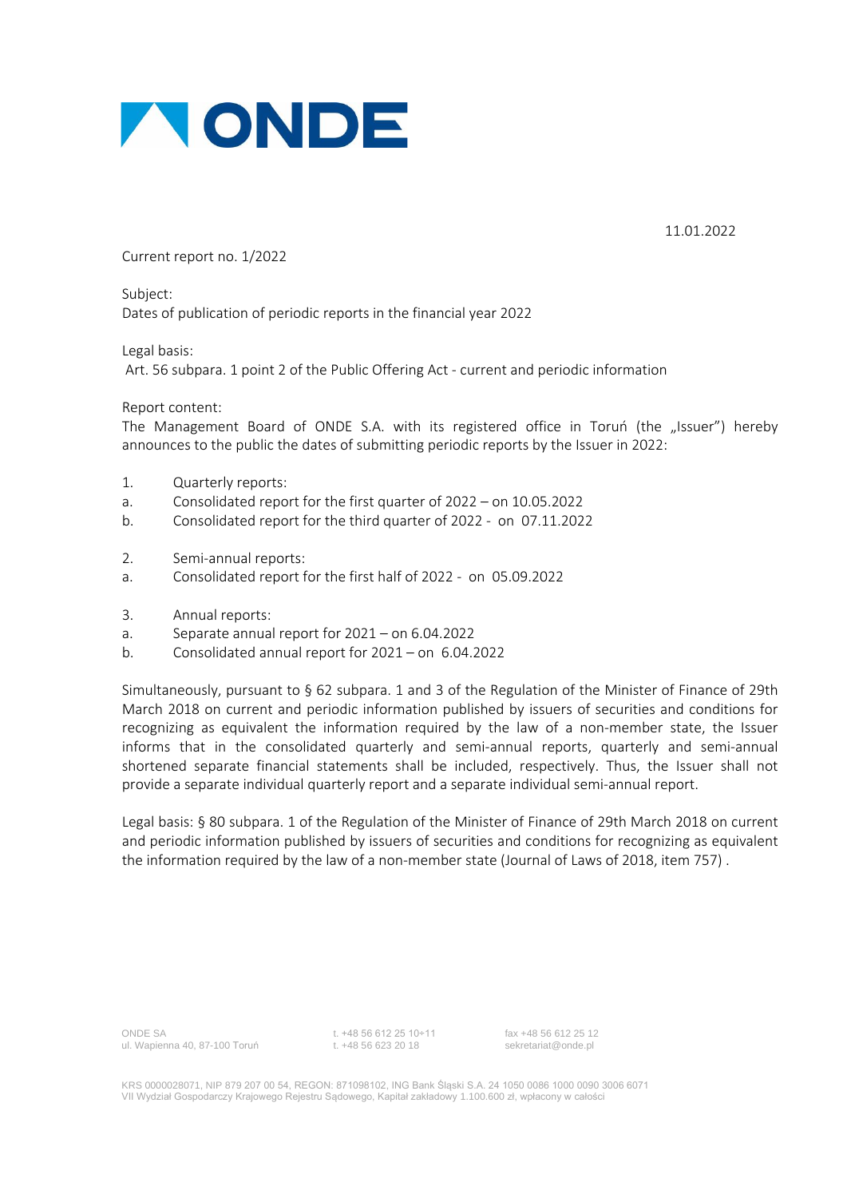ONDE

11.01.2022

Current report no. 1/2022

Subject:
Dates of publication of periodic reports in the financial year 2022

Legal basis:
Art. 56 subpara. 1 point 2 of the Public Offering Act - current and periodic information

Report content:
The Management Board of ONDE S.A. with its registered office in Toruń (the „Issuer") hereby announces to the public the dates of submitting periodic reports by the Issuer in 2022:

1. Quarterly reports:
   a. Consolidated report for the first quarter of 2022 – on 10.05.2022
   b. Consolidated report for the third quarter of 2022 - on 07.11.2022

2. Semi-annual reports:
   a. Consolidated report for the first half of 2022 - on 05.09.2022

3. Annual reports:
   a. Separate annual report for 2021 – on 6.04.2022
   b. Consolidated annual report for 2021 – on 6.04.2022

Simultaneously, pursuant to § 62 subpara. 1 and 3 of the Regulation of the Minister of Finance of 29th March 2018 on current and periodic information published by issuers of securities and conditions for recognizing as equivalent the information required by the law of a non-member state, the Issuer informs that in the consolidated quarterly and semi-annual reports, quarterly and semi-annual shortened separate financial statements shall be included, respectively. Thus, the Issuer shall not provide a separate individual quarterly report and a separate individual semi-annual report.

Legal basis: § 80 subpara. 1 of the Regulation of the Minister of Finance of 29th March 2018 on current and periodic information published by issuers of securities and conditions for recognizing as equivalent the information required by the law of a non-member state (Journal of Laws of 2018, item 757) .

ONDE SA
ul. Wapienna 40, 87-100 Toruń

t. +48 56 612 25 10÷11
t. +48 56 623 20 18

fax +48 56 612 25 12
sekretariat@onde.pl

KRS 0000028071, NIP 879 207 00 54, REGON: 871098102, ING Bank Śląski S.A. 24 1050 0086 1000 0090 3006 6071
VII Wydział Gospodarczy Krajowego Rejestru Sądowego, Kapitał zakładowy 1.100.600 zł, wpłacony w całości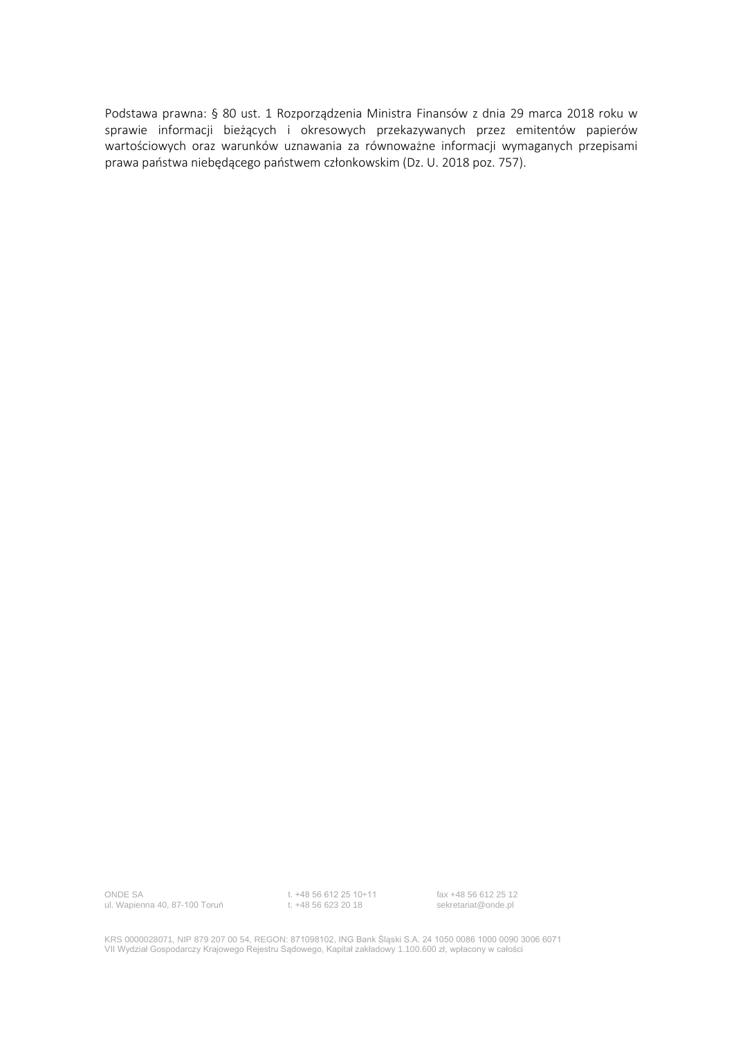Podstawa prawna: § 80 ust. 1 Rozporządzenia Ministra Finansów z dnia 29 marca 2018 roku w sprawie informacji bieżących i okresowych przekazywanych przez emitentów papierów wartościowych oraz warunków uznawania za równoważne informacji wymaganych przepisami prawa państwa niebędącego państwem członkowskim (Dz. U. 2018 poz. 757).